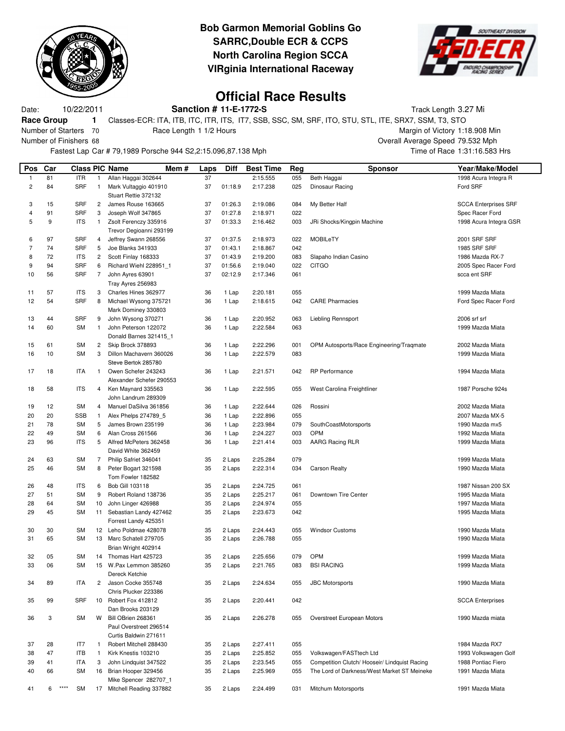**Bob Garmon Memorial Goblins Go**
**SARRC,Double ECR & CCPS**
**North Carolina Region SCCA**
**VIRginia International Raceway**

# Official Race Results

Date: 10/22/2011 | **Sanction # 11-E-1772-S** | Track Length 3.27 Mi

**Race Group 1** Classes-ECR: ITA, ITB, ITC, ITR, ITS, IT7, SSB, SSC, SM, SRF, ITO, STU, STL, ITE, SRX7, SSM, T3, STO

Number of Starters 70 | Race Length 1 1/2 Hours | Margin of Victory 1:18.908 Min

Number of Finishers 68 | Overall Average Speed 79.532 Mph

Fastest Lap Car # 79,1989 Porsche 944 S2,2:15.096,87.138 Mph | Time of Race 1:31:16.583 Hrs

| Pos | Car | | Class | PIC | Name | Mem # | Laps | Diff | Best Time | Reg | Sponsor | Year/Make/Model |
|---|---|---|---|---|---|---|---|---|---|---|---|---|
| 1 | 81 | | ITR | 1 | Allan Haggai 302644 | | 37 | | 2:15.555 | 055 | Beth Haggai | 1998 Acura Integra R |
| 2 | 84 | | SRF | 1 | Mark Vultaggio 401910<br>Stuart Rettie 372132 | | 37 | 01:18.9 | 2:17.238 | 025 | Dinosaur Racing | Ford SRF |
| 3 | 15 | | SRF | 2 | James Rouse 163665 | | 37 | 01:26.3 | 2:19.086 | 084 | My Better Half | SCCA Enterprises SRF |
| 4 | 91 | | SRF | 3 | Joseph Wolf 347865 | | 37 | 01:27.8 | 2:18.971 | 022 | | Spec Racer Ford |
| 5 | 9 | | ITS | 1 | Zsolt Ferenczy 335916<br>Trevor Degioanni 293199 | | 37 | 01:33.3 | 2:16.462 | 003 | JRi Shocks/Kingpin Machine | 1998 Acura Integra GSR |
| 6 | 97 | | SRF | 4 | Jeffrey Swann 268556 | | 37 | 01:37.5 | 2:18.973 | 022 | MOBILeTY | 2001 SRF SRF |
| 7 | 74 | | SRF | 5 | Joe Blanks 341933 | | 37 | 01:43.1 | 2:18.867 | 042 | | 1985 SRF SRF |
| 8 | 72 | | ITS | 2 | Scott Finlay 168333 | | 37 | 01:43.9 | 2:19.200 | 083 | Slapaho Indian Casino | 1986 Mazda RX-7 |
| 9 | 94 | | SRF | 6 | Richard Wiehl 228951_1 | | 37 | 01:56.6 | 2:19.040 | 022 | CITGO | 2005 Spec Racer Ford |
| 10 | 56 | | SRF | 7 | John Ayres 63901<br>Tray Ayres 256983 | | 37 | 02:12.9 | 2:17.346 | 061 | | scca ent SRF |
| 11 | 57 | | ITS | 3 | Charles Hines 362977 | | 36 | 1 Lap | 2:20.181 | 055 | | 1999 Mazda Miata |
| 12 | 54 | | SRF | 8 | Michael Wysong 375721<br>Mark Dominey 330803 | | 36 | 1 Lap | 2:18.615 | 042 | CARE Pharmacies | Ford Spec Racer Ford |
| 13 | 44 | | SRF | 9 | John Wysong 370271 | | 36 | 1 Lap | 2:20.952 | 063 | Liebling Rennsport | 2006 srf srf |
| 14 | 60 | | SM | 1 | John Peterson 122072<br>Donald Barnes 321415_1 | | 36 | 1 Lap | 2:22.584 | 063 | | 1999 Mazda Miata |
| 15 | 61 | | SM | 2 | Skip Brock 378893 | | 36 | 1 Lap | 2:22.296 | 001 | OPM Autosports/Race Engineering/Traqmate | 2002 Mazda Miata |
| 16 | 10 | | SM | 3 | Dillon Machavern 360026<br>Steve Bertok 285780 | | 36 | 1 Lap | 2:22.579 | 083 | | 1999 Mazda Miata |
| 17 | 18 | | ITA | 1 | Owen Schefer 243243<br>Alexander Schefer 290553 | | 36 | 1 Lap | 2:21.571 | 042 | RP Performance | 1994 Mazda Miata |
| 18 | 58 | | ITS | 4 | Ken Maynard 335563<br>John Landrum 289309 | | 36 | 1 Lap | 2:22.595 | 055 | West Carolina Freightliner | 1987 Porsche 924s |
| 19 | 12 | | SM | 4 | Manuel DaSilva 361856 | | 36 | 1 Lap | 2:22.644 | 026 | Rossini | 2002 Mazda Miata |
| 20 | 20 | | SSB | 1 | Alex Phelps 274789_5 | | 36 | 1 Lap | 2:22.896 | 055 | | 2007 Mazda MX-5 |
| 21 | 78 | | SM | 5 | James Brown 235199 | | 36 | 1 Lap | 2:23.984 | 079 | SouthCoastMotorsports | 1990 Mazda mx5 |
| 22 | 49 | | SM | 6 | Alan Cross 261566 | | 36 | 1 Lap | 2:24.227 | 003 | OPM | 1992 Mazda Miata |
| 23 | 96 | | ITS | 5 | Alfred McPeters 362458<br>David White 362459 | | 36 | 1 Lap | 2:21.414 | 003 | AARG Racing RLR | 1999 Mazda Miata |
| 24 | 63 | | SM | 7 | Philip Safriet 346041 | | 35 | 2 Laps | 2:25.284 | 079 | | 1999 Mazda Miata |
| 25 | 46 | | SM | 8 | Peter Bogart 321598<br>Tom Fowler 182582 | | 35 | 2 Laps | 2:22.314 | 034 | Carson Realty | 1990 Mazda Miata |
| 26 | 48 | | ITS | 6 | Bob Gill 103118 | | 35 | 2 Laps | 2:24.725 | 061 | | 1987 Nissan 200 SX |
| 27 | 51 | | SM | 9 | Robert Roland 138736 | | 35 | 2 Laps | 2:25.217 | 061 | Downtown Tire Center | 1995 Mazda Miata |
| 28 | 64 | | SM | 10 | John Linger 426988 | | 35 | 2 Laps | 2:24.974 | 055 | | 1997 Mazda Miata |
| 29 | 45 | | SM | 11 | Sebastian Landy 427462<br>Forrest Landy 425351 | | 35 | 2 Laps | 2:23.673 | 042 | | 1995 Mazda Miata |
| 30 | 30 | | SM | 12 | Leho Poldmae 428078 | | 35 | 2 Laps | 2:24.443 | 055 | Windsor Customs | 1990 Mazda Miata |
| 31 | 65 | | SM | 13 | Marc Schatell 279705<br>Brian Wright 402914 | | 35 | 2 Laps | 2:26.788 | 055 | | 1990 Mazda Miata |
| 32 | 05 | | SM | 14 | Thomas Hart 425723 | | 35 | 2 Laps | 2:25.656 | 079 | OPM | 1999 Mazda Miata |
| 33 | 06 | | SM | 15 | W.Pax Lemmon 385260<br>Dereck Ketchie | | 35 | 2 Laps | 2:21.765 | 083 | BSI RACING | 1999 Mazda Miata |
| 34 | 89 | | ITA | 2 | Jason Cocke 355748<br>Chris Plucker 223386 | | 35 | 2 Laps | 2:24.634 | 055 | JBC Motorsports | 1990 Mazda Miata |
| 35 | 99 | | SRF | 10 | Robert Fox 412812<br>Dan Brooks 203129 | | 35 | 2 Laps | 2:20.441 | 042 | | SCCA Enterprises |
| 36 | 3 | | SM | W | Bill OBrien 268361<br>Paul Overstreet 296514<br>Curtis Baldwin 271611 | | 35 | 2 Laps | 2:26.278 | 055 | Overstreet European Motors | 1990 Mazda miata |
| 37 | 28 | | IT7 | 1 | Robert Mitchell 288430 | | 35 | 2 Laps | 2:27.411 | 055 | | 1984 Mazda RX7 |
| 38 | 47 | | ITB | 1 | Kirk Knestis 103210 | | 35 | 2 Laps | 2:25.852 | 055 | Volkswagen/FASTtech Ltd | 1993 Volkswagen Golf |
| 39 | 41 | | ITA | 3 | John Lindquist 347522 | | 35 | 2 Laps | 2:23.545 | 055 | Competition Clutch/ Hooseir/ Lindquist Racing | 1988 Pontiac Fiero |
| 40 | 66 | | SM | 16 | Brian Hooper 329456<br>Mike Spencer 282707_1 | | 35 | 2 Laps | 2:25.969 | 055 | The Lord of Darkness/West Market ST Meineke | 1991 Mazda Miata |
| 41 | 6 | **** | SM | 17 | Mitchell Reading 337882 | | 35 | 2 Laps | 2:24.499 | 031 | Mitchum Motorsports | 1991 Mazda Miata |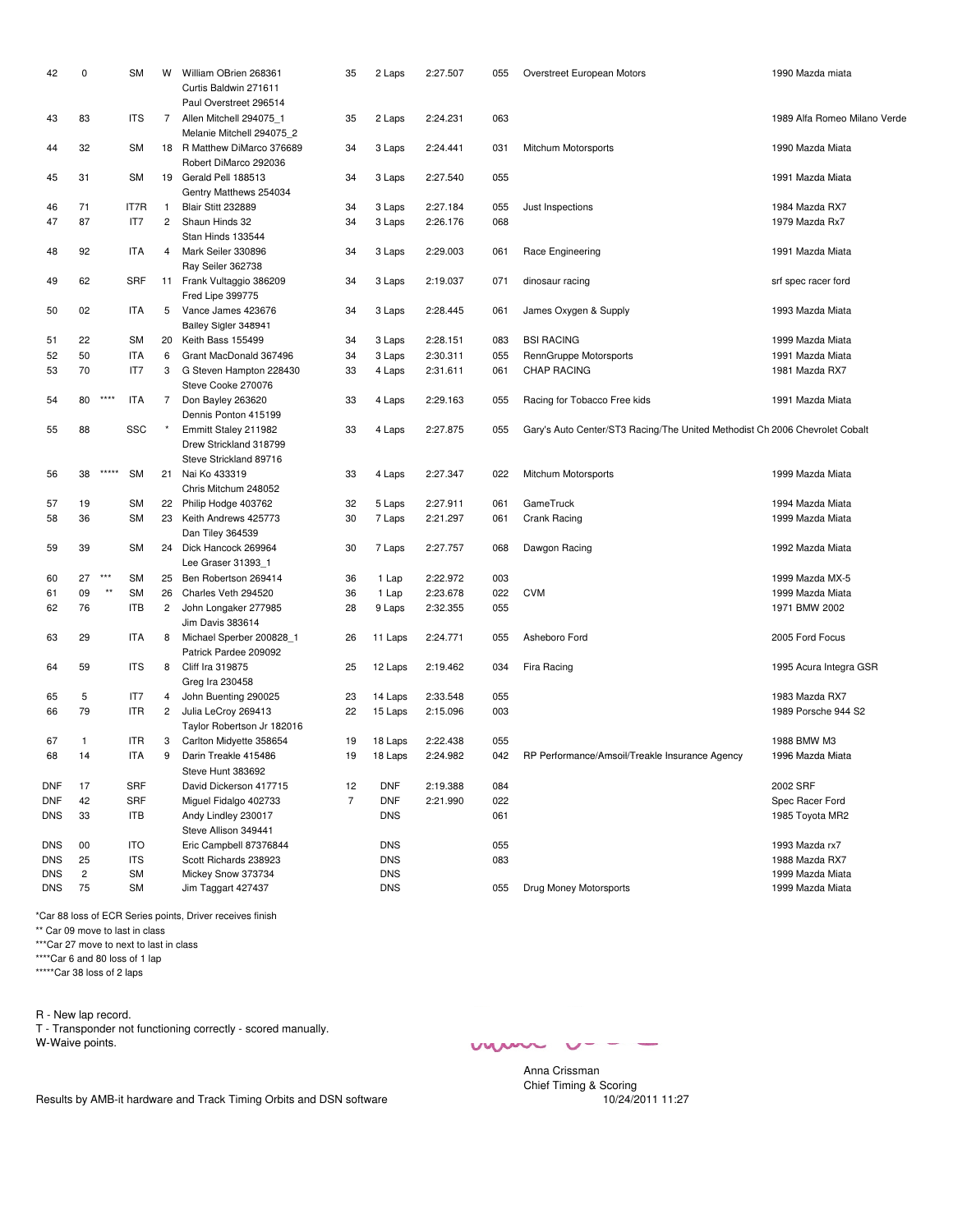| | | | | | | | | | | | |
|---|---|---|---|---|---|---|---|---|---|---|---|
| 42 | 0 | | SM | W | William OBrien 268361<br>Curtis Baldwin 271611<br>Paul Overstreet 296514 | 35 | 2 Laps | 2:27.507 | 055 | Overstreet European Motors | 1990 Mazda miata |
| 43 | 83 | | ITS | 7 | Allen Mitchell 294075_1<br>Melanie Mitchell 294075_2 | 35 | 2 Laps | 2:24.231 | 063 | | 1989 Alfa Romeo Milano Verde |
| 44 | 32 | | SM | 18 | R Matthew DiMarco 376689<br>Robert DiMarco 292036 | 34 | 3 Laps | 2:24.441 | 031 | Mitchum Motorsports | 1990 Mazda Miata |
| 45 | 31 | | SM | 19 | Gerald Pell 188513<br>Gentry Matthews 254034 | 34 | 3 Laps | 2:27.540 | 055 | | 1991 Mazda Miata |
| 46 | 71 | | IT7R | 1 | Blair Stitt 232889 | 34 | 3 Laps | 2:27.184 | 055 | Just Inspections | 1984 Mazda RX7 |
| 47 | 87 | | IT7 | 2 | Shaun Hinds 32<br>Stan Hinds 133544 | 34 | 3 Laps | 2:26.176 | 068 | | 1979 Mazda Rx7 |
| 48 | 92 | | ITA | 4 | Mark Seiler 330896<br>Ray Seiler 362738 | 34 | 3 Laps | 2:29.003 | 061 | Race Engineering | 1991 Mazda Miata |
| 49 | 62 | | SRF | 11 | Frank Vultaggio 386209<br>Fred Lipe 399775 | 34 | 3 Laps | 2:19.037 | 071 | dinosaur racing | srf spec racer ford |
| 50 | 02 | | ITA | 5 | Vance James 423676<br>Bailey Sigler 348941 | 34 | 3 Laps | 2:28.445 | 061 | James Oxygen & Supply | 1993 Mazda Miata |
| 51 | 22 | | SM | 20 | Keith Bass 155499 | 34 | 3 Laps | 2:28.151 | 083 | BSI RACING | 1999 Mazda Miata |
| 52 | 50 | | ITA | 6 | Grant MacDonald 367496 | 34 | 3 Laps | 2:30.311 | 055 | RennGruppe Motorsports | 1991 Mazda Miata |
| 53 | 70 | | IT7 | 3 | G Steven Hampton 228430<br>Steve Cooke 270076 | 33 | 4 Laps | 2:31.611 | 061 | CHAP RACING | 1981 Mazda RX7 |
| 54 | 80 | **** | ITA | 7 | Don Bayley 263620<br>Dennis Ponton 415199 | 33 | 4 Laps | 2:29.163 | 055 | Racing for Tobacco Free kids | 1991 Mazda Miata |
| 55 | 88 | | SSC | * | Emmitt Staley 211982<br>Drew Strickland 318799<br>Steve Strickland 89716 | 33 | 4 Laps | 2:27.875 | 055 | Gary's Auto Center/ST3 Racing/The United Methodist Ch | 2006 Chevrolet Cobalt |
| 56 | 38 | ***** | SM | 21 | Nai Ko 433319<br>Chris Mitchum 248052 | 33 | 4 Laps | 2:27.347 | 022 | Mitchum Motorsports | 1999 Mazda Miata |
| 57 | 19 | | SM | 22 | Philip Hodge 403762 | 32 | 5 Laps | 2:27.911 | 061 | GameTruck | 1994 Mazda Miata |
| 58 | 36 | | SM | 23 | Keith Andrews 425773<br>Dan Tiley 364539 | 30 | 7 Laps | 2:21.297 | 061 | Crank Racing | 1999 Mazda Miata |
| 59 | 39 | | SM | 24 | Dick Hancock 269964<br>Lee Graser 31393_1 | 30 | 7 Laps | 2:27.757 | 068 | Dawgon Racing | 1992 Mazda Miata |
| 60 | 27 | *** | SM | 25 | Ben Robertson 269414 | 36 | 1 Lap | 2:22.972 | 003 | | 1999 Mazda MX-5 |
| 61 | 09 | ** | SM | 26 | Charles Veth 294520 | 36 | 1 Lap | 2:23.678 | 022 | CVM | 1999 Mazda Miata |
| 62 | 76 | | ITB | 2 | John Longaker 277985<br>Jim Davis 383614 | 28 | 9 Laps | 2:32.355 | 055 | | 1971 BMW 2002 |
| 63 | 29 | | ITA | 8 | Michael Sperber 200828_1<br>Patrick Pardee 209092 | 26 | 11 Laps | 2:24.771 | 055 | Asheboro Ford | 2005 Ford Focus |
| 64 | 59 | | ITS | 8 | Cliff Ira 319875<br>Greg Ira 230458 | 25 | 12 Laps | 2:19.462 | 034 | Fira Racing | 1995 Acura Integra GSR |
| 65 | 5 | | IT7 | 4 | John Buenting 290025 | 23 | 14 Laps | 2:33.548 | 055 | | 1983 Mazda RX7 |
| 66 | 79 | | ITR | 2 | Julia LeCroy 269413<br>Taylor Robertson Jr 182016 | 22 | 15 Laps | 2:15.096 | 003 | | 1989 Porsche 944 S2 |
| 67 | 1 | | ITR | 3 | Carlton Midyette 358654 | 19 | 18 Laps | 2:22.438 | 055 | | 1988 BMW M3 |
| 68 | 14 | | ITA | 9 | Darin Treakle 415486<br>Steve Hunt 383692 | 19 | 18 Laps | 2:24.982 | 042 | RP Performance/Amsoil/Treakle Insurance Agency | 1996 Mazda Miata |
| DNF | 17 | | SRF | | David Dickerson 417715 | 12 | DNF | 2:19.388 | 084 | | 2002 SRF |
| DNF | 42 | | SRF | | Miguel Fidalgo 402733 | 7 | DNF | 2:21.990 | 022 | | Spec Racer Ford |
| DNS | 33 | | ITB | | Andy Lindley 230017<br>Steve Allison 349441 | | DNS | | 061 | | 1985 Toyota MR2 |
| DNS | 00 | | ITO | | Eric Campbell 87376844 | | DNS | | 055 | | 1993 Mazda rx7 |
| DNS | 25 | | ITS | | Scott Richards 238923 | | DNS | | 083 | | 1988 Mazda RX7 |
| DNS | 2 | | SM | | Mickey Snow 373734 | | DNS | | | | 1999 Mazda Miata |
| DNS | 75 | | SM | | Jim Taggart 427437 | | DNS | | 055 | Drug Money Motorsports | 1999 Mazda Miata |

*Car 88 loss of ECR Series points, Driver receives finish

** Car 09 move to last in class

***Car 27 move to next to last in class

****Car 6 and 80 loss of 1 lap

*****Car 38 loss of 2 laps

R - New lap record.

T - Transponder not functioning correctly - scored manually.

W-Waive points.

Anna Crissman
Chief Timing & Scoring
10/24/2011 11:27

Results by AMB-it hardware and Track Timing Orbits and DSN software